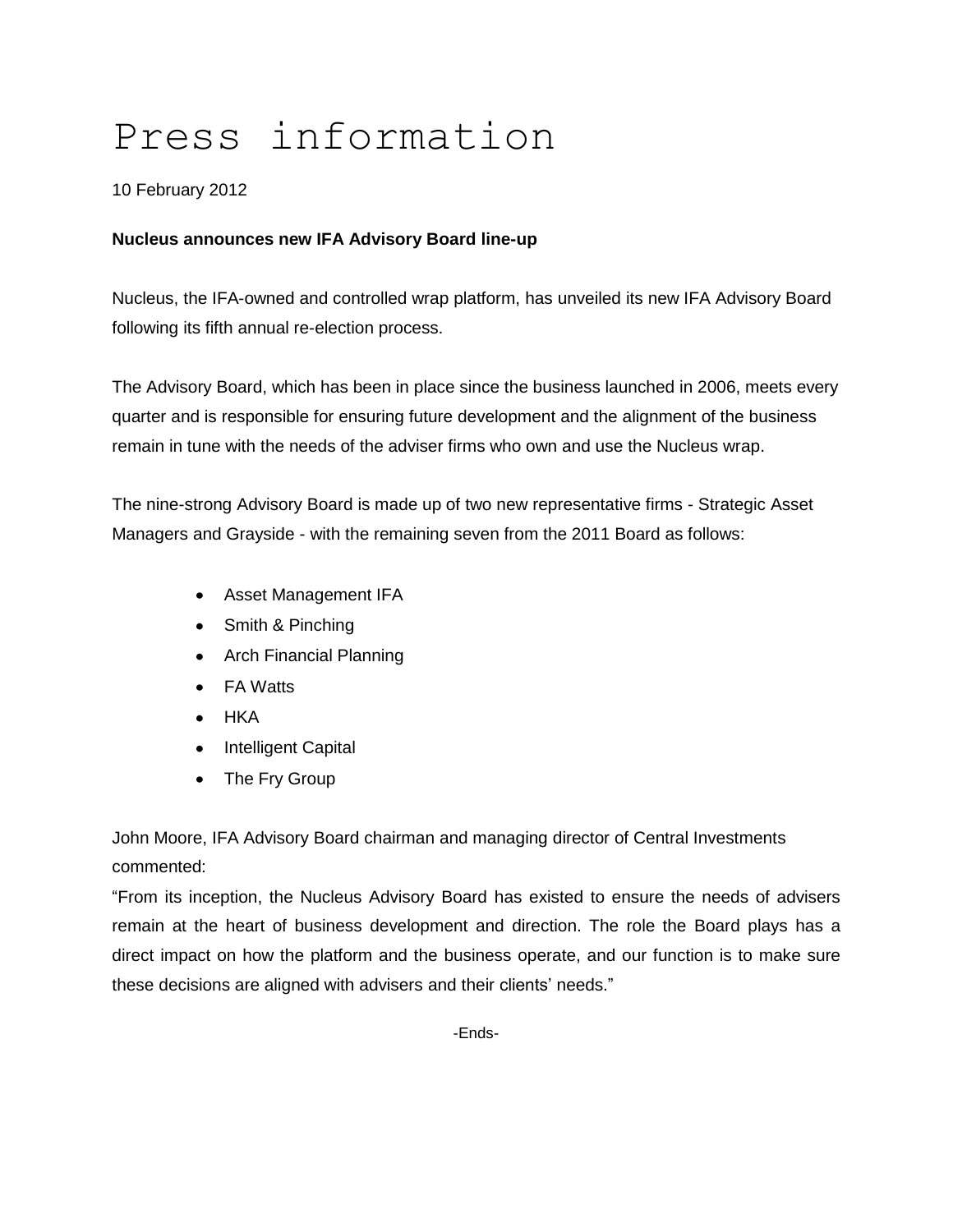# Press information

10 February 2012

**Nucleus announces new IFA Advisory Board line-up**

Nucleus, the IFA-owned and controlled wrap platform, has unveiled its new IFA Advisory Board following its fifth annual re-election process.

The Advisory Board, which has been in place since the business launched in 2006, meets every quarter and is responsible for ensuring future development and the alignment of the business remain in tune with the needs of the adviser firms who own and use the Nucleus wrap.

The nine-strong Advisory Board is made up of two new representative firms - Strategic Asset Managers and Grayside - with the remaining seven from the 2011 Board as follows:

- Asset Management IFA
- Smith & Pinching
- Arch Financial Planning
- FA Watts
- HKA
- Intelligent Capital
- The Fry Group

John Moore, IFA Advisory Board chairman and managing director of Central Investments commented:

"From its inception, the Nucleus Advisory Board has existed to ensure the needs of advisers remain at the heart of business development and direction. The role the Board plays has a direct impact on how the platform and the business operate, and our function is to make sure these decisions are aligned with advisers and their clients' needs."

-Ends-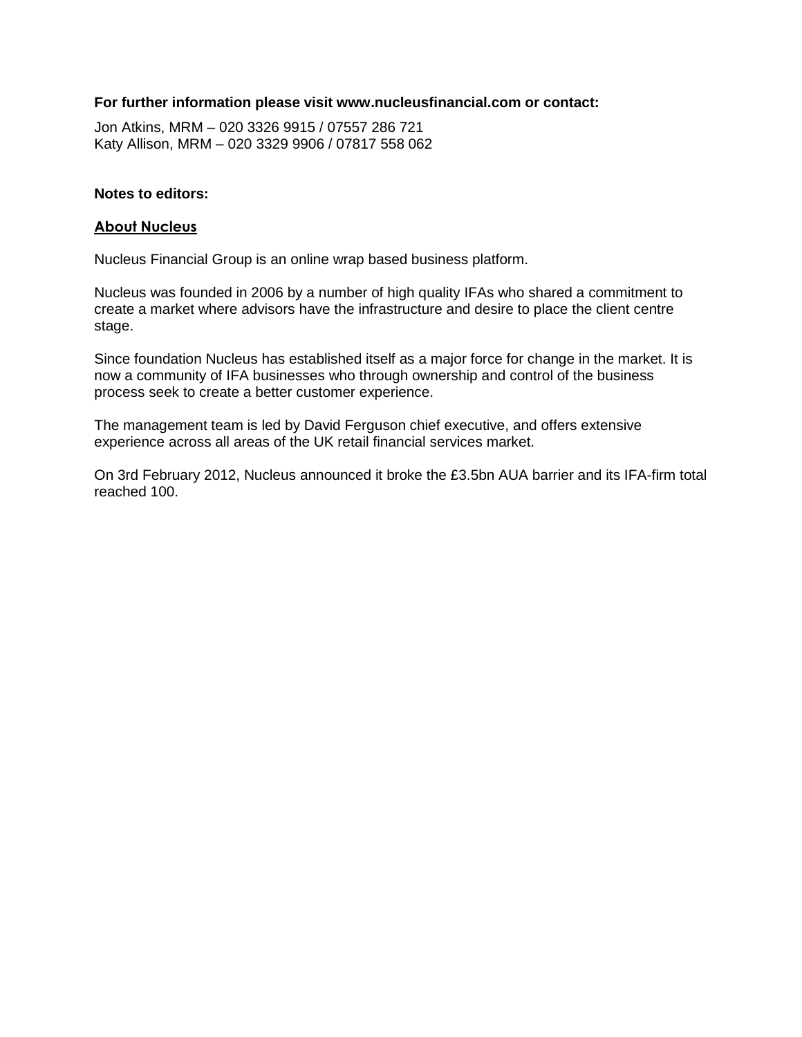**For further information please visit www.nucleusfinancial.com or contact:**

Jon Atkins, MRM – 020 3326 9915 / 07557 286 721
Katy Allison, MRM – 020 3329 9906 / 07817 558 062

**Notes to editors:**

## About Nucleus

Nucleus Financial Group is an online wrap based business platform.

Nucleus was founded in 2006 by a number of high quality IFAs who shared a commitment to create a market where advisors have the infrastructure and desire to place the client centre stage.

Since foundation Nucleus has established itself as a major force for change in the market. It is now a community of IFA businesses who through ownership and control of the business process seek to create a better customer experience.

The management team is led by David Ferguson chief executive, and offers extensive experience across all areas of the UK retail financial services market.

On 3rd February 2012, Nucleus announced it broke the £3.5bn AUA barrier and its IFA-firm total reached 100.